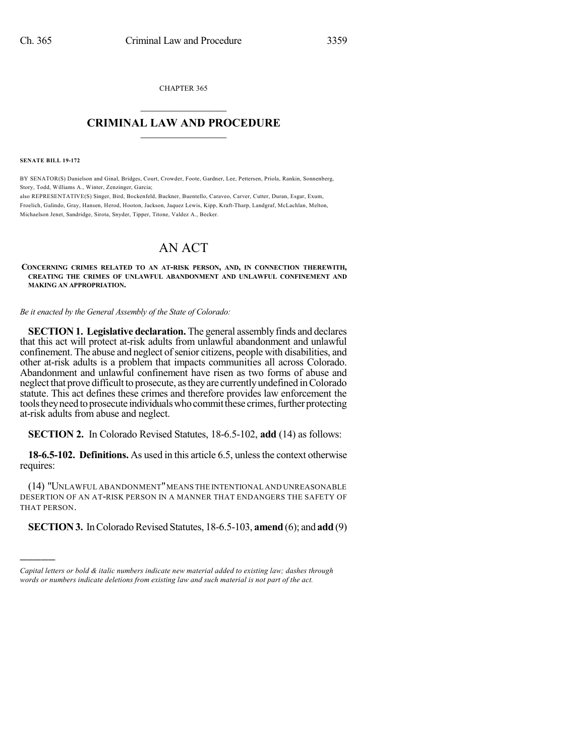CHAPTER 365

# CRIMINAL LAW AND PROCEDURE

**SENATE BILL 19-172**

BY SENATOR(S) Danielson and Ginal, Bridges, Court, Crowder, Foote, Gardner, Lee, Pettersen, Priola, Rankin, Sonnenberg, Story, Todd, Williams A., Winter, Zenzinger, Garcia;
also REPRESENTATIVE(S) Singer, Bird, Bockenfeld, Buckner, Buentello, Caraveo, Carver, Cutter, Duran, Esgar, Exum, Froelich, Galindo, Gray, Hansen, Herod, Hooton, Jackson, Jaquez Lewis, Kipp, Kraft-Tharp, Landgraf, McLachlan, Melton, Michaelson Jenet, Sandridge, Sirota, Snyder, Tipper, Titone, Valdez A., Becker.

# AN ACT

**CONCERNING CRIMES RELATED TO AN AT-RISK PERSON, AND, IN CONNECTION THEREWITH, CREATING THE CRIMES OF UNLAWFUL ABANDONMENT AND UNLAWFUL CONFINEMENT AND MAKING AN APPROPRIATION.**

*Be it enacted by the General Assembly of the State of Colorado:*

**SECTION 1. Legislative declaration.** The general assembly finds and declares that this act will protect at-risk adults from unlawful abandonment and unlawful confinement. The abuse and neglect of senior citizens, people with disabilities, and other at-risk adults is a problem that impacts communities all across Colorado. Abandonment and unlawful confinement have risen as two forms of abuse and neglect that prove difficult to prosecute, as they are currently undefined in Colorado statute. This act defines these crimes and therefore provides law enforcement the tools they need to prosecute individuals who commit these crimes, further protecting at-risk adults from abuse and neglect.

**SECTION 2.** In Colorado Revised Statutes, 18-6.5-102, **add** (14) as follows:

**18-6.5-102. Definitions.** As used in this article 6.5, unless the context otherwise requires:

(14) "UNLAWFUL ABANDONMENT" MEANS THE INTENTIONAL AND UNREASONABLE DESERTION OF AN AT-RISK PERSON IN A MANNER THAT ENDANGERS THE SAFETY OF THAT PERSON.

**SECTION 3.** In Colorado Revised Statutes, 18-6.5-103, **amend** (6); and **add** (9)

---

*Capital letters or bold & italic numbers indicate new material added to existing law; dashes through words or numbers indicate deletions from existing law and such material is not part of the act.*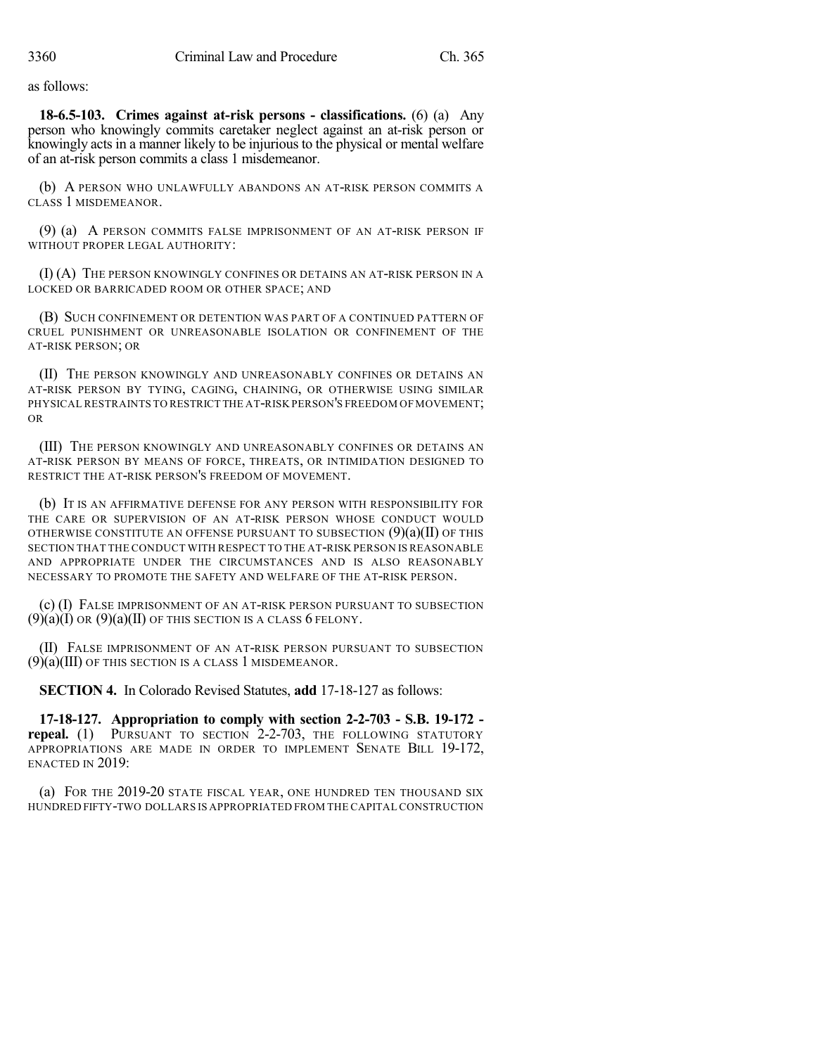as follows:

**18-6.5-103. Crimes against at-risk persons - classifications.** (6) (a) Any person who knowingly commits caretaker neglect against an at-risk person or knowingly acts in a manner likely to be injurious to the physical or mental welfare of an at-risk person commits a class 1 misdemeanor.

(b) A PERSON WHO UNLAWFULLY ABANDONS AN AT-RISK PERSON COMMITS A CLASS 1 MISDEMEANOR.

(9) (a) A PERSON COMMITS FALSE IMPRISONMENT OF AN AT-RISK PERSON IF WITHOUT PROPER LEGAL AUTHORITY:

(I) (A) THE PERSON KNOWINGLY CONFINES OR DETAINS AN AT-RISK PERSON IN A LOCKED OR BARRICADED ROOM OR OTHER SPACE; AND

(B) SUCH CONFINEMENT OR DETENTION WAS PART OF A CONTINUED PATTERN OF CRUEL PUNISHMENT OR UNREASONABLE ISOLATION OR CONFINEMENT OF THE AT-RISK PERSON; OR

(II) THE PERSON KNOWINGLY AND UNREASONABLY CONFINES OR DETAINS AN AT-RISK PERSON BY TYING, CAGING, CHAINING, OR OTHERWISE USING SIMILAR PHYSICAL RESTRAINTS TO RESTRICT THE AT-RISK PERSON'S FREEDOM OF MOVEMENT; OR

(III) THE PERSON KNOWINGLY AND UNREASONABLY CONFINES OR DETAINS AN AT-RISK PERSON BY MEANS OF FORCE, THREATS, OR INTIMIDATION DESIGNED TO RESTRICT THE AT-RISK PERSON'S FREEDOM OF MOVEMENT.

(b) IT IS AN AFFIRMATIVE DEFENSE FOR ANY PERSON WITH RESPONSIBILITY FOR THE CARE OR SUPERVISION OF AN AT-RISK PERSON WHOSE CONDUCT WOULD OTHERWISE CONSTITUTE AN OFFENSE PURSUANT TO SUBSECTION (9)(a)(II) OF THIS SECTION THAT THE CONDUCT WITH RESPECT TO THE AT-RISK PERSON IS REASONABLE AND APPROPRIATE UNDER THE CIRCUMSTANCES AND IS ALSO REASONABLY NECESSARY TO PROMOTE THE SAFETY AND WELFARE OF THE AT-RISK PERSON.

(c) (I) FALSE IMPRISONMENT OF AN AT-RISK PERSON PURSUANT TO SUBSECTION (9)(a)(I) OR (9)(a)(II) OF THIS SECTION IS A CLASS 6 FELONY.

(II) FALSE IMPRISONMENT OF AN AT-RISK PERSON PURSUANT TO SUBSECTION (9)(a)(III) OF THIS SECTION IS A CLASS 1 MISDEMEANOR.

**SECTION 4.** In Colorado Revised Statutes, **add** 17-18-127 as follows:

**17-18-127. Appropriation to comply with section 2-2-703 - S.B. 19-172 - repeal.** (1) PURSUANT TO SECTION 2-2-703, THE FOLLOWING STATUTORY APPROPRIATIONS ARE MADE IN ORDER TO IMPLEMENT SENATE BILL 19-172, ENACTED IN 2019:

(a) FOR THE 2019-20 STATE FISCAL YEAR, ONE HUNDRED TEN THOUSAND SIX HUNDRED FIFTY-TWO DOLLARS IS APPROPRIATED FROM THE CAPITAL CONSTRUCTION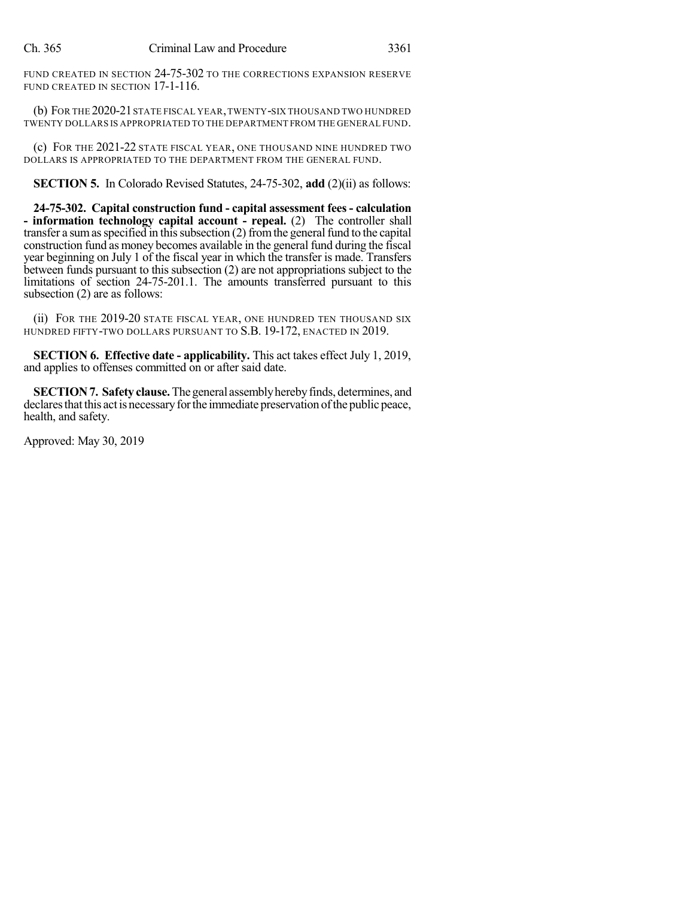FUND CREATED IN SECTION 24-75-302 TO THE CORRECTIONS EXPANSION RESERVE FUND CREATED IN SECTION 17-1-116.

(b) FOR THE 2020-21 STATE FISCAL YEAR, TWENTY-SIX THOUSAND TWO HUNDRED TWENTY DOLLARS IS APPROPRIATED TO THE DEPARTMENT FROM THE GENERAL FUND.

(c) FOR THE 2021-22 STATE FISCAL YEAR, ONE THOUSAND NINE HUNDRED TWO DOLLARS IS APPROPRIATED TO THE DEPARTMENT FROM THE GENERAL FUND.

**SECTION 5.** In Colorado Revised Statutes, 24-75-302, **add** (2)(ii) as follows:

**24-75-302. Capital construction fund - capital assessment fees - calculation - information technology capital account - repeal.** (2) The controller shall transfer a sum as specified in this subsection (2) from the general fund to the capital construction fund as money becomes available in the general fund during the fiscal year beginning on July 1 of the fiscal year in which the transfer is made. Transfers between funds pursuant to this subsection (2) are not appropriations subject to the limitations of section 24-75-201.1. The amounts transferred pursuant to this subsection (2) are as follows:

(ii) FOR THE 2019-20 STATE FISCAL YEAR, ONE HUNDRED TEN THOUSAND SIX HUNDRED FIFTY-TWO DOLLARS PURSUANT TO S.B. 19-172, ENACTED IN 2019.

**SECTION 6. Effective date - applicability.** This act takes effect July 1, 2019, and applies to offenses committed on or after said date.

**SECTION 7. Safety clause.** The general assembly hereby finds, determines, and declares that this act is necessary for the immediate preservation of the public peace, health, and safety.

Approved: May 30, 2019